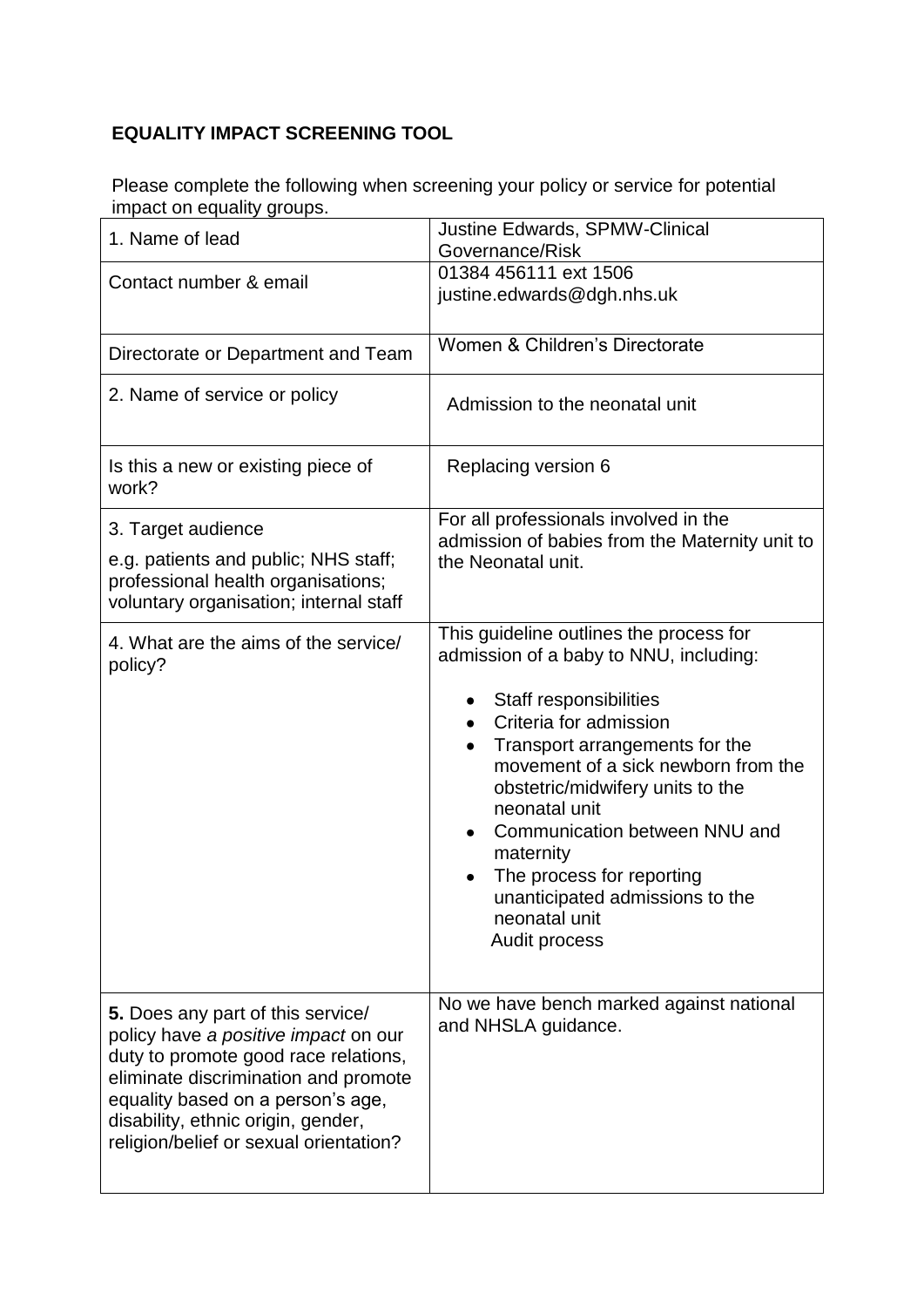## EQUALITY IMPACT SCREENING TOOL

Please complete the following when screening your policy or service for potential impact on equality groups.

| | |
|---|---|
| 1. Name of lead | Justine Edwards, SPMW-Clinical Governance/Risk |
| Contact number & email | 01384 456111 ext 1506<br>justine.edwards@dgh.nhs.uk |
| Directorate or Department and Team | Women & Children's Directorate |
| 2. Name of service or policy | Admission to the neonatal unit |
| Is this a new or existing piece of work? | Replacing version 6 |
| 3. Target audience<br>e.g. patients and public; NHS staff; professional health organisations; voluntary organisation; internal staff | For all professionals involved in the admission of babies from the Maternity unit to the Neonatal unit. |
| 4. What are the aims of the service/ policy? | This guideline outlines the process for admission of a baby to NNU, including:<br>• Staff responsibilities<br>• Criteria for admission<br>• Transport arrangements for the movement of a sick newborn from the obstetric/midwifery units to the neonatal unit<br>• Communication between NNU and maternity<br>• The process for reporting unanticipated admissions to the neonatal unit<br>Audit process |
| **5.** Does any part of this service/ policy have *a positive impact* on our duty to promote good race relations, eliminate discrimination and promote equality based on a person's age, disability, ethnic origin, gender, religion/belief or sexual orientation? | No we have bench marked against national and NHSLA guidance. |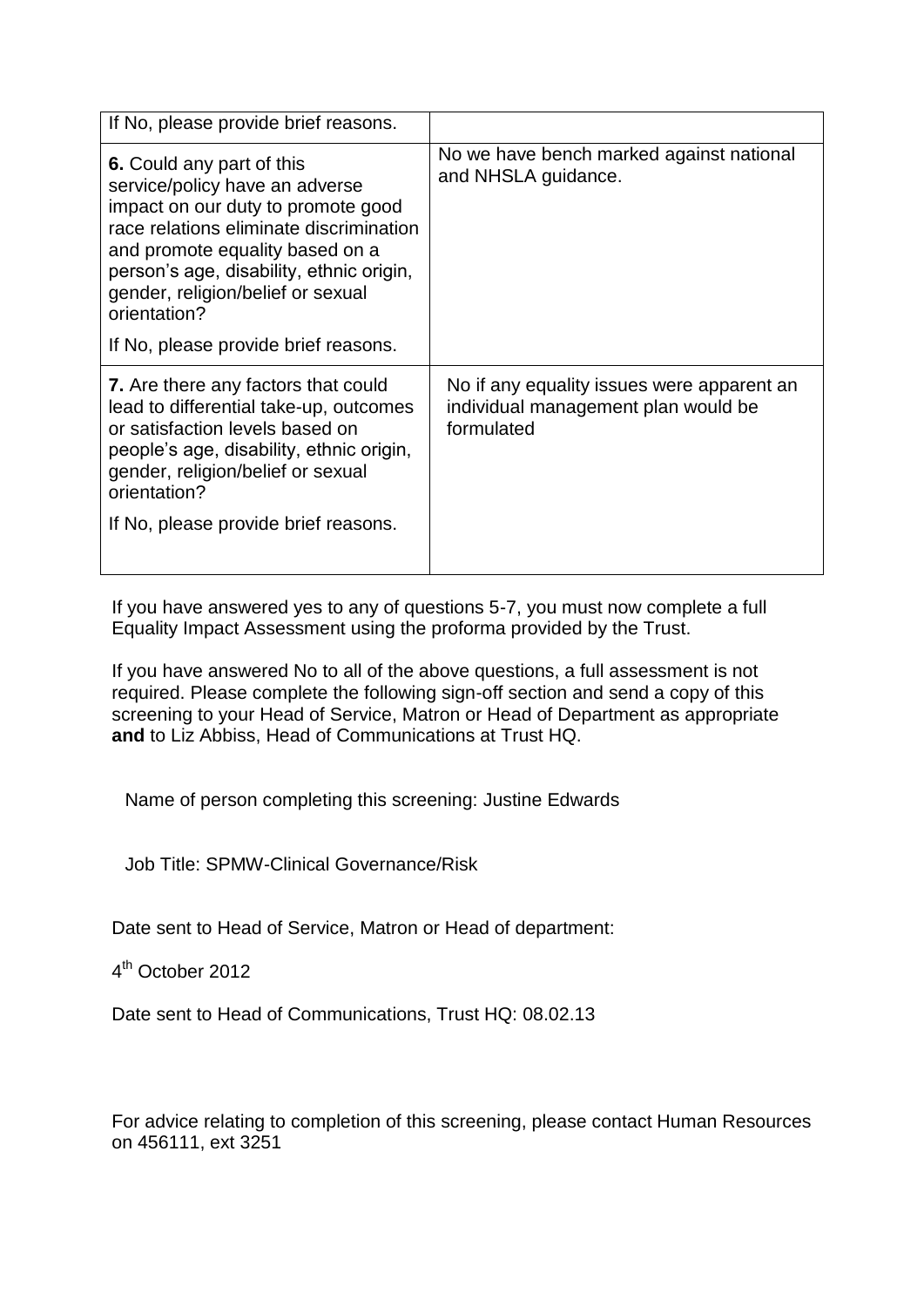| | |
|---|---|
| If No, please provide brief reasons. | |
| **6.** Could any part of this service/policy have an adverse impact on our duty to promote good race relations eliminate discrimination and promote equality based on a person's age, disability, ethnic origin, gender, religion/belief or sexual orientation?<br><br>If No, please provide brief reasons. | No we have bench marked against national and NHSLA guidance. |
| **7.** Are there any factors that could lead to differential take-up, outcomes or satisfaction levels based on people's age, disability, ethnic origin, gender, religion/belief or sexual orientation?<br><br>If No, please provide brief reasons. | No if any equality issues were apparent an individual management plan would be formulated |

If you have answered yes to any of questions 5-7, you must now complete a full Equality Impact Assessment using the proforma provided by the Trust.

If you have answered No to all of the above questions, a full assessment is not required. Please complete the following sign-off section and send a copy of this screening to your Head of Service, Matron or Head of Department as appropriate **and** to Liz Abbiss, Head of Communications at Trust HQ.

Name of person completing this screening: Justine Edwards

Job Title: SPMW-Clinical Governance/Risk

Date sent to Head of Service, Matron or Head of department:

4th October 2012

Date sent to Head of Communications, Trust HQ: 08.02.13

For advice relating to completion of this screening, please contact Human Resources on 456111, ext 3251